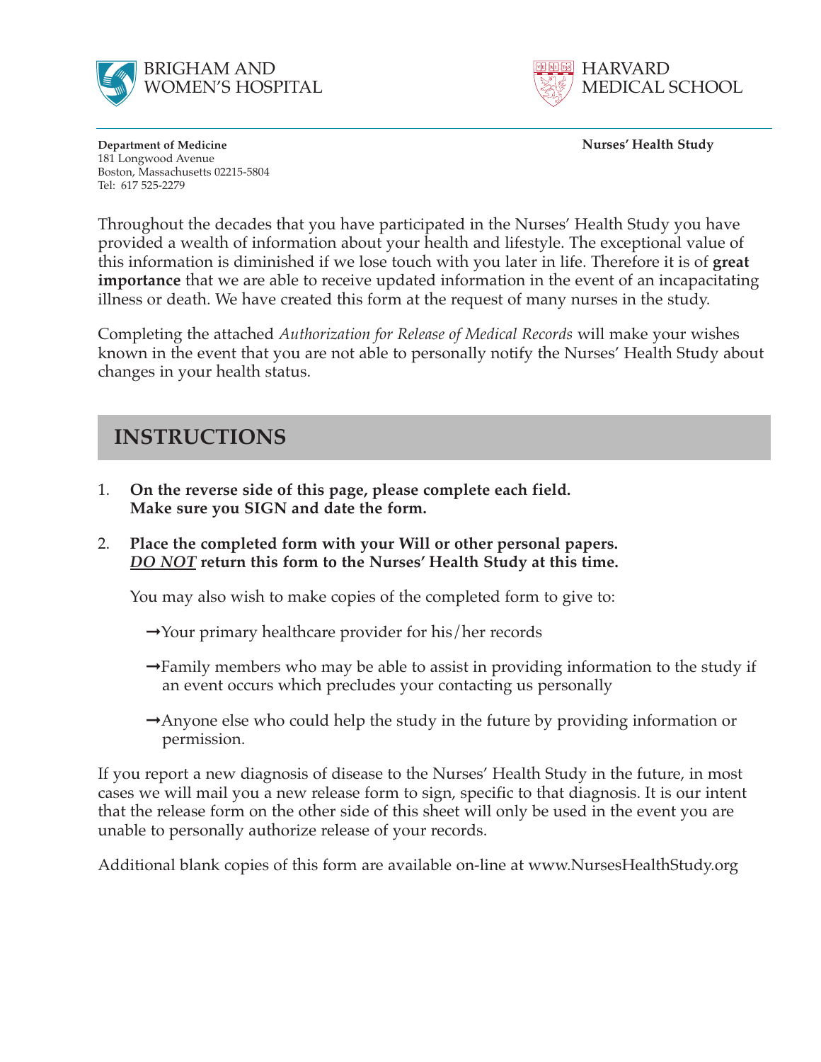BRIGHAM AND WOMEN'S HOSPITAL

HARVARD MEDICAL SCHOOL

**Department of Medicine**
181 Longwood Avenue
Boston, Massachusetts 02215-5804
Tel: 617 525-2279

**Nurses' Health Study**

Throughout the decades that you have participated in the Nurses' Health Study you have provided a wealth of information about your health and lifestyle. The exceptional value of this information is diminished if we lose touch with you later in life. Therefore it is of **great importance** that we are able to receive updated information in the event of an incapacitating illness or death. We have created this form at the request of many nurses in the study.

Completing the attached *Authorization for Release of Medical Records* will make your wishes known in the event that you are not able to personally notify the Nurses' Health Study about changes in your health status.

## INSTRUCTIONS

1. **On the reverse side of this page, please complete each field. Make sure you SIGN and date the form.**

2. **Place the completed form with your Will or other personal papers. *DO NOT* return this form to the Nurses' Health Study at this time.**

   You may also wish to make copies of the completed form to give to:

   → Your primary healthcare provider for his/her records

   → Family members who may be able to assist in providing information to the study if an event occurs which precludes your contacting us personally

   → Anyone else who could help the study in the future by providing information or permission.

If you report a new diagnosis of disease to the Nurses' Health Study in the future, in most cases we will mail you a new release form to sign, specific to that diagnosis. It is our intent that the release form on the other side of this sheet will only be used in the event you are unable to personally authorize release of your records.

Additional blank copies of this form are available on-line at www.NursesHealthStudy.org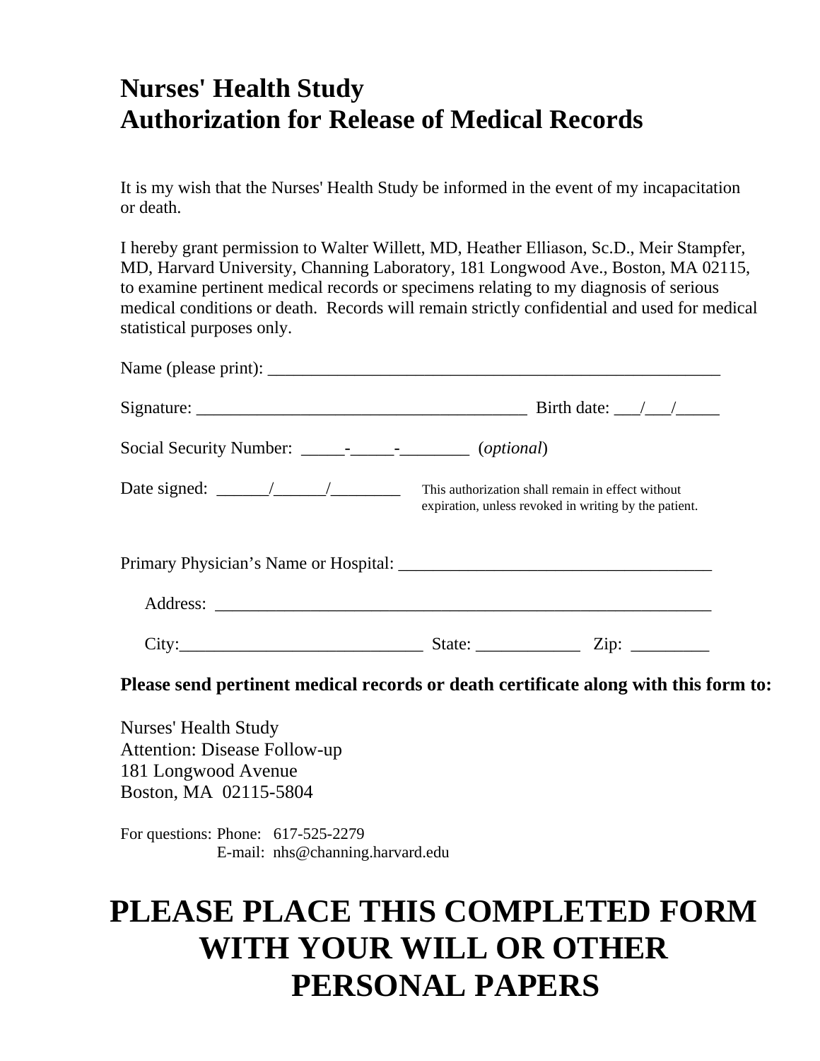# Nurses' Health Study
# Authorization for Release of Medical Records

It is my wish that the Nurses' Health Study be informed in the event of my incapacitation or death.

I hereby grant permission to Walter Willett, MD, Heather Elliason, Sc.D., Meir Stampfer, MD, Harvard University, Channing Laboratory, 181 Longwood Ave., Boston, MA 02115, to examine pertinent medical records or specimens relating to my diagnosis of serious medical conditions or death. Records will remain strictly confidential and used for medical statistical purposes only.

Name (please print): _______________________________________________________

Signature: ________________________________________ Birth date: ___/___/_____

Social Security Number: _____-_____-________ (*optional*)

Date signed: ______/______/________

This authorization shall remain in effect without expiration, unless revoked in writing by the patient.

Primary Physician's Name or Hospital: ______________________________________

Address: ____________________________________________________________

City:____________________________ State: ____________ Zip: _________

**Please send pertinent medical records or death certificate along with this form to:**

Nurses' Health Study
Attention: Disease Follow-up
181 Longwood Avenue
Boston, MA 02115-5804

For questions: Phone: 617-525-2279
E-mail: nhs@channing.harvard.edu

# PLEASE PLACE THIS COMPLETED FORM WITH YOUR WILL OR OTHER PERSONAL PAPERS